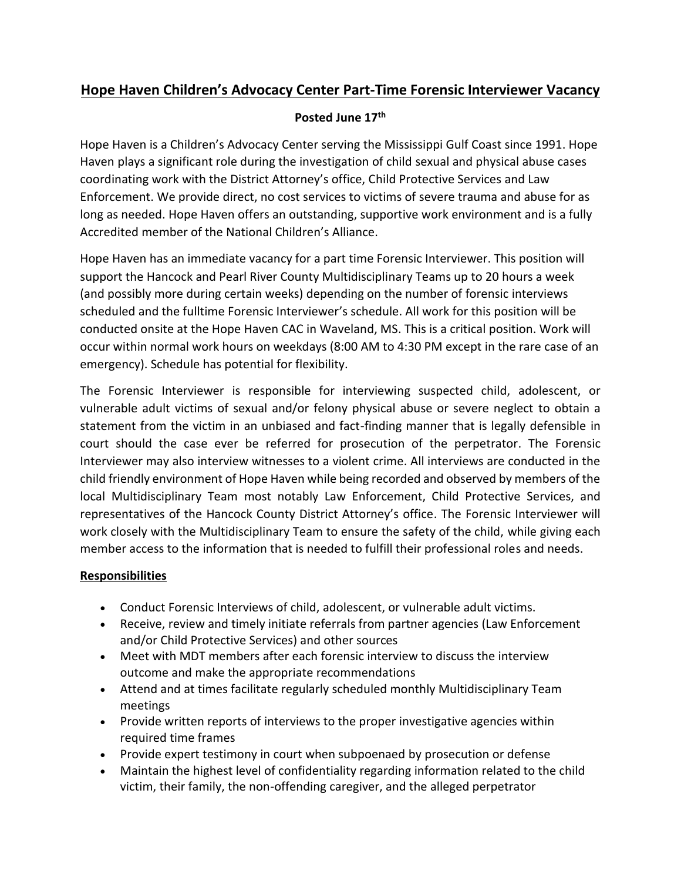# Hope Haven Children's Advocacy Center Part-Time Forensic Interviewer Vacancy

**Posted June 17th**

Hope Haven is a Children's Advocacy Center serving the Mississippi Gulf Coast since 1991. Hope Haven plays a significant role during the investigation of child sexual and physical abuse cases coordinating work with the District Attorney's office, Child Protective Services and Law Enforcement. We provide direct, no cost services to victims of severe trauma and abuse for as long as needed. Hope Haven offers an outstanding, supportive work environment and is a fully Accredited member of the National Children's Alliance.

Hope Haven has an immediate vacancy for a part time Forensic Interviewer. This position will support the Hancock and Pearl River County Multidisciplinary Teams up to 20 hours a week (and possibly more during certain weeks) depending on the number of forensic interviews scheduled and the fulltime Forensic Interviewer's schedule. All work for this position will be conducted onsite at the Hope Haven CAC in Waveland, MS. This is a critical position. Work will occur within normal work hours on weekdays (8:00 AM to 4:30 PM except in the rare case of an emergency). Schedule has potential for flexibility.

The Forensic Interviewer is responsible for interviewing suspected child, adolescent, or vulnerable adult victims of sexual and/or felony physical abuse or severe neglect to obtain a statement from the victim in an unbiased and fact-finding manner that is legally defensible in court should the case ever be referred for prosecution of the perpetrator. The Forensic Interviewer may also interview witnesses to a violent crime. All interviews are conducted in the child friendly environment of Hope Haven while being recorded and observed by members of the local Multidisciplinary Team most notably Law Enforcement, Child Protective Services, and representatives of the Hancock County District Attorney's office. The Forensic Interviewer will work closely with the Multidisciplinary Team to ensure the safety of the child, while giving each member access to the information that is needed to fulfill their professional roles and needs.

## Responsibilities

- Conduct Forensic Interviews of child, adolescent, or vulnerable adult victims.
- Receive, review and timely initiate referrals from partner agencies (Law Enforcement and/or Child Protective Services) and other sources
- Meet with MDT members after each forensic interview to discuss the interview outcome and make the appropriate recommendations
- Attend and at times facilitate regularly scheduled monthly Multidisciplinary Team meetings
- Provide written reports of interviews to the proper investigative agencies within required time frames
- Provide expert testimony in court when subpoenaed by prosecution or defense
- Maintain the highest level of confidentiality regarding information related to the child victim, their family, the non-offending caregiver, and the alleged perpetrator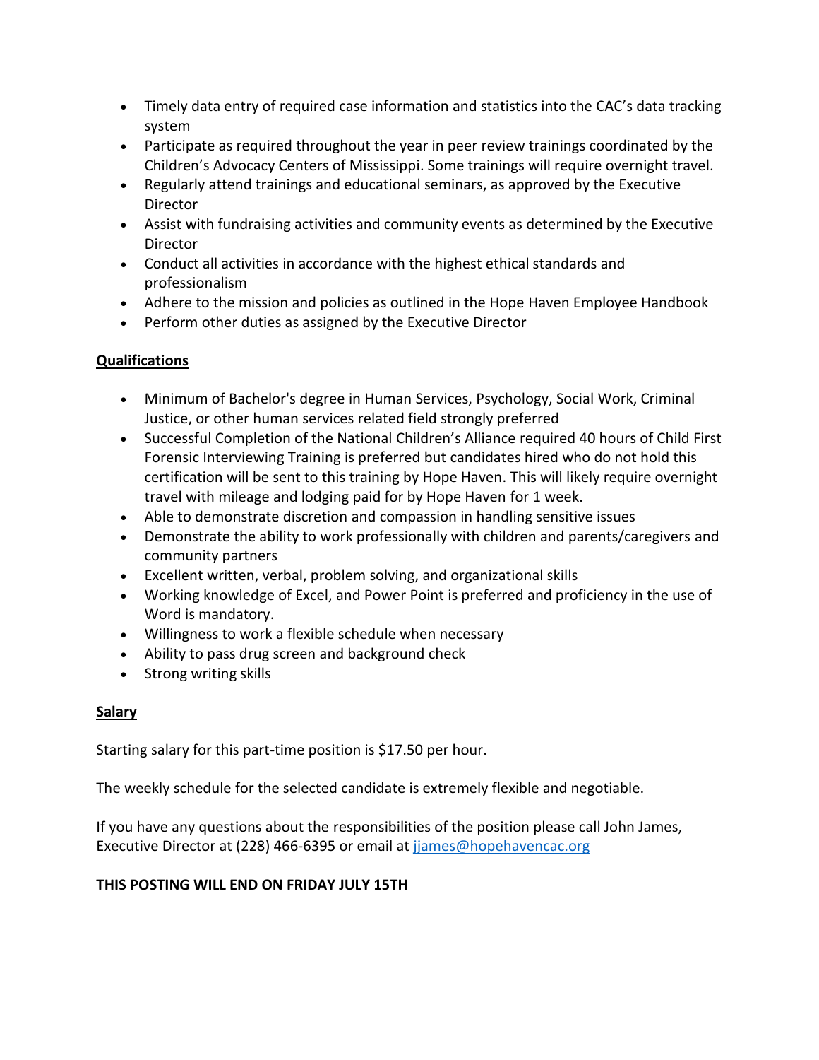- Timely data entry of required case information and statistics into the CAC's data tracking system
- Participate as required throughout the year in peer review trainings coordinated by the Children's Advocacy Centers of Mississippi. Some trainings will require overnight travel.
- Regularly attend trainings and educational seminars, as approved by the Executive Director
- Assist with fundraising activities and community events as determined by the Executive Director
- Conduct all activities in accordance with the highest ethical standards and professionalism
- Adhere to the mission and policies as outlined in the Hope Haven Employee Handbook
- Perform other duties as assigned by the Executive Director

## Qualifications

- Minimum of Bachelor's degree in Human Services, Psychology, Social Work, Criminal Justice, or other human services related field strongly preferred
- Successful Completion of the National Children's Alliance required 40 hours of Child First Forensic Interviewing Training is preferred but candidates hired who do not hold this certification will be sent to this training by Hope Haven. This will likely require overnight travel with mileage and lodging paid for by Hope Haven for 1 week.
- Able to demonstrate discretion and compassion in handling sensitive issues
- Demonstrate the ability to work professionally with children and parents/caregivers and community partners
- Excellent written, verbal, problem solving, and organizational skills
- Working knowledge of Excel, and Power Point is preferred and proficiency in the use of Word is mandatory.
- Willingness to work a flexible schedule when necessary
- Ability to pass drug screen and background check
- Strong writing skills

## Salary

Starting salary for this part-time position is $17.50 per hour.

The weekly schedule for the selected candidate is extremely flexible and negotiable.

If you have any questions about the responsibilities of the position please call John James, Executive Director at (228) 466-6395 or email at [jjames@hopehavencac.org](mailto:jjames@hopehavencac.org)

**THIS POSTING WILL END ON FRIDAY JULY 15TH**